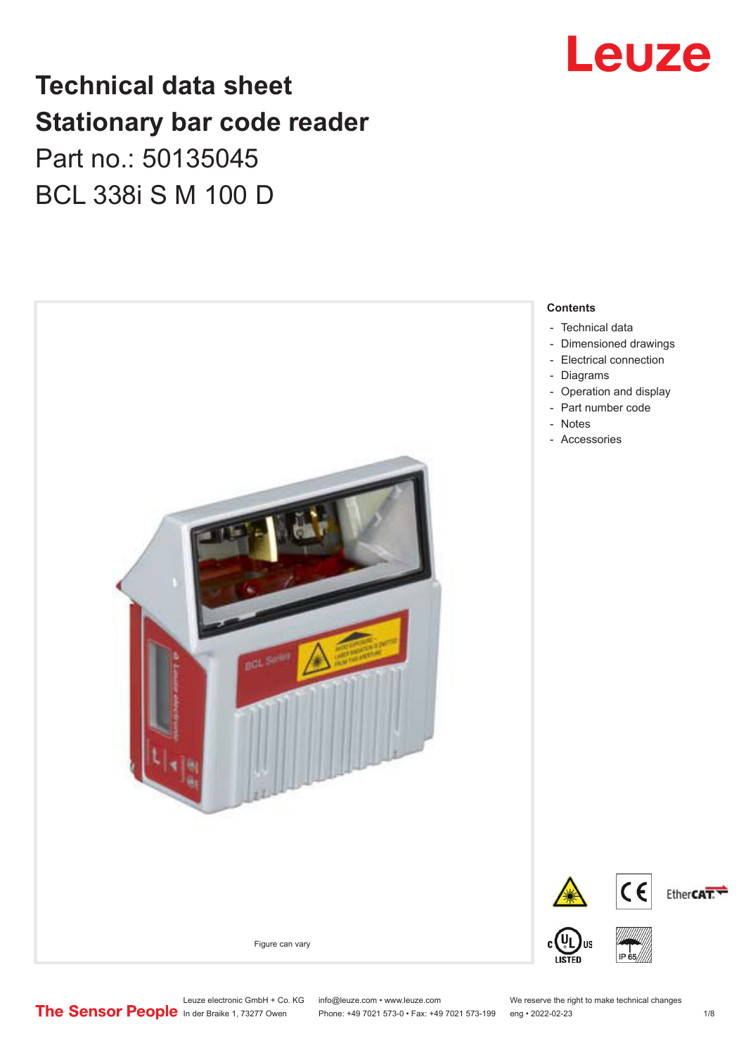# Technical data sheet
# Stationary bar code reader

Part no.: 50135045

BCL 338i S M 100 D

Figure can vary

**Contents**

- Technical data
- Dimensioned drawings
- Electrical connection
- Diagrams
- Operation and display
- Part number code
- Notes
- Accessories

Leuze electronic GmbH + Co. KG
In der Braike 1, 73277 Owen

info@leuze.com • www.leuze.com
Phone: +49 7021 573-0 • Fax: +49 7021 573-199

We reserve the right to make technical changes
eng • 2022-02-23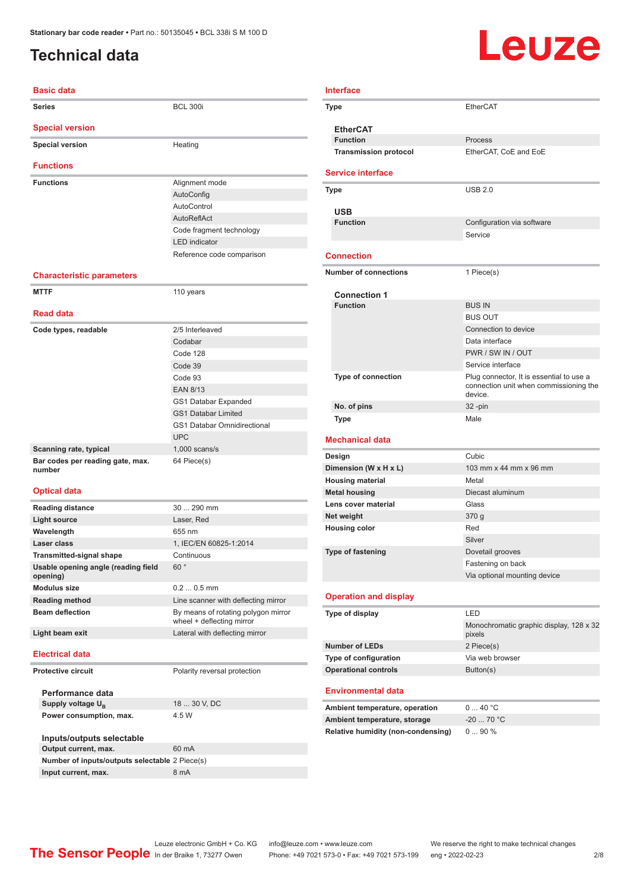# Technical data

## Basic data

| | |
|---|---|
| **Series** | BCL 300i |

## Special version

| | |
|---|---|
| **Special version** | Heating |

## Functions

| | |
|---|---|
| **Functions** | Alignment mode |
| | AutoConfig |
| | AutoControl |
| | AutoReflAct |
| | Code fragment technology |
| | LED indicator |
| | Reference code comparison |

## Characteristic parameters

| | |
|---|---|
| **MTTF** | 110 years |

## Read data

| | |
|---|---|
| **Code types, readable** | 2/5 Interleaved |
| | Codabar |
| | Code 128 |
| | Code 39 |
| | Code 93 |
| | EAN 8/13 |
| | GS1 Databar Expanded |
| | GS1 Databar Limited |
| | GS1 Databar Omnidirectional |
| | UPC |
| **Scanning rate, typical** | 1,000 scans/s |
| **Bar codes per reading gate, max. number** | 64 Piece(s) |

## Optical data

| | |
|---|---|
| **Reading distance** | 30 ... 290 mm |
| **Light source** | Laser, Red |
| **Wavelength** | 655 nm |
| **Laser class** | 1, IEC/EN 60825-1:2014 |
| **Transmitted-signal shape** | Continuous |
| **Usable opening angle (reading field opening)** | 60 ° |
| **Modulus size** | 0.2 ... 0.5 mm |
| **Reading method** | Line scanner with deflecting mirror |
| **Beam deflection** | By means of rotating polygon mirror wheel + deflecting mirror |
| **Light beam exit** | Lateral with deflecting mirror |

## Electrical data

| | |
|---|---|
| **Protective circuit** | Polarity reversal protection |

### Performance data

| | |
|---|---|
| **Supply voltage $U_B$** | 18 ... 30 V, DC |
| **Power consumption, max.** | 4.5 W |

### Inputs/outputs selectable

| | |
|---|---|
| **Output current, max.** | 60 mA |
| **Number of inputs/outputs selectable** | 2 Piece(s) |
| **Input current, max.** | 8 mA |

## Interface

| | |
|---|---|
| **Type** | EtherCAT |

### EtherCAT

| | |
|---|---|
| **Function** | Process |
| **Transmission protocol** | EtherCAT, CoE and EoE |

## Service interface

| | |
|---|---|
| **Type** | USB 2.0 |

### USB

| | |
|---|---|
| **Function** | Configuration via software |
| | Service |

## Connection

| | |
|---|---|
| **Number of connections** | 1 Piece(s) |

### Connection 1

| | |
|---|---|
| **Function** | BUS IN |
| | BUS OUT |
| | Connection to device |
| | Data interface |
| | PWR / SW IN / OUT |
| | Service interface |
| **Type of connection** | Plug connector, It is essential to use a connection unit when commissioning the device. |
| **No. of pins** | 32 -pin |
| **Type** | Male |

## Mechanical data

| | |
|---|---|
| **Design** | Cubic |
| **Dimension (W x H x L)** | 103 mm x 44 mm x 96 mm |
| **Housing material** | Metal |
| **Metal housing** | Diecast aluminum |
| **Lens cover material** | Glass |
| **Net weight** | 370 g |
| **Housing color** | Red |
| | Silver |
| **Type of fastening** | Dovetail grooves |
| | Fastening on back |
| | Via optional mounting device |

## Operation and display

| | |
|---|---|
| **Type of display** | LED |
| | Monochromatic graphic display, 128 x 32 pixels |
| **Number of LEDs** | 2 Piece(s) |
| **Type of configuration** | Via web browser |
| **Operational controls** | Button(s) |

## Environmental data

| | |
|---|---|
| **Ambient temperature, operation** | 0 ... 40 °C |
| **Ambient temperature, storage** | -20 ... 70 °C |
| **Relative humidity (non-condensing)** | 0 ... 90 % |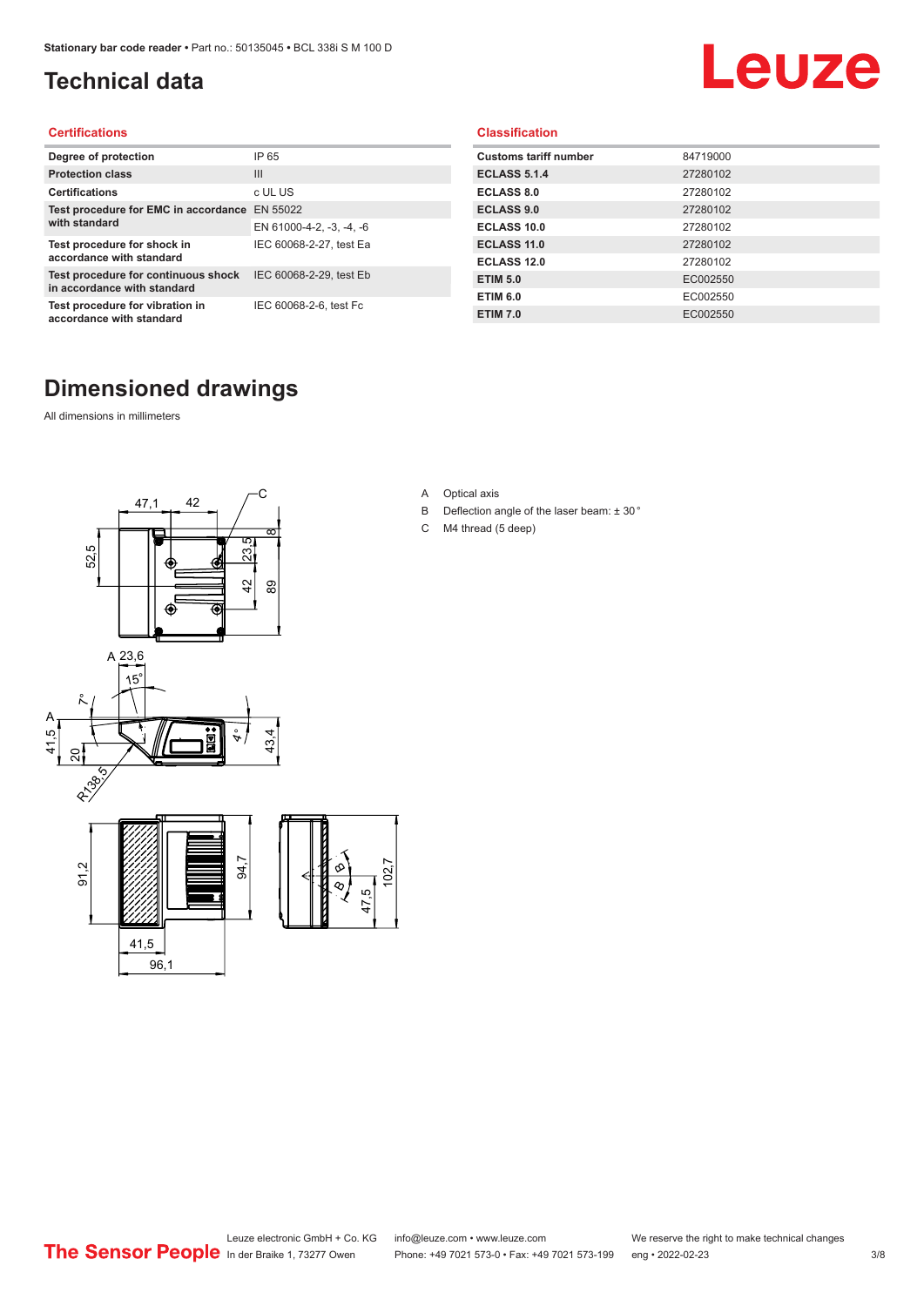# Technical data

### Certifications

| | |
|---|---|
| Degree of protection | IP 65 |
| Protection class | III |
| Certifications | c UL US |
| Test procedure for EMC in accordance with standard | EN 55022 |
| | EN 61000-4-2, -3, -4, -6 |
| Test procedure for shock in accordance with standard | IEC 60068-2-27, test Ea |
| Test procedure for continuous shock in accordance with standard | IEC 60068-2-29, test Eb |
| Test procedure for vibration in accordance with standard | IEC 60068-2-6, test Fc |

### Classification

| | |
|---|---|
| Customs tariff number | 84719000 |
| ECLASS 5.1.4 | 27280102 |
| ECLASS 8.0 | 27280102 |
| ECLASS 9.0 | 27280102 |
| ECLASS 10.0 | 27280102 |
| ECLASS 11.0 | 27280102 |
| ECLASS 12.0 | 27280102 |
| ETIM 5.0 | EC002550 |
| ETIM 6.0 | EC002550 |
| ETIM 7.0 | EC002550 |

# Dimensioned drawings

All dimensions in millimeters

47,1
42
C
52,5
23,5
8
42
89
A 23,6
15°
7°
A
41,5
20
4°
43,4
R138,5
91,2
94,7
41,5
96,1
B
B
47,5
102,7

A Optical axis

B Deflection angle of the laser beam: ± 30 °

C M4 thread (5 deep)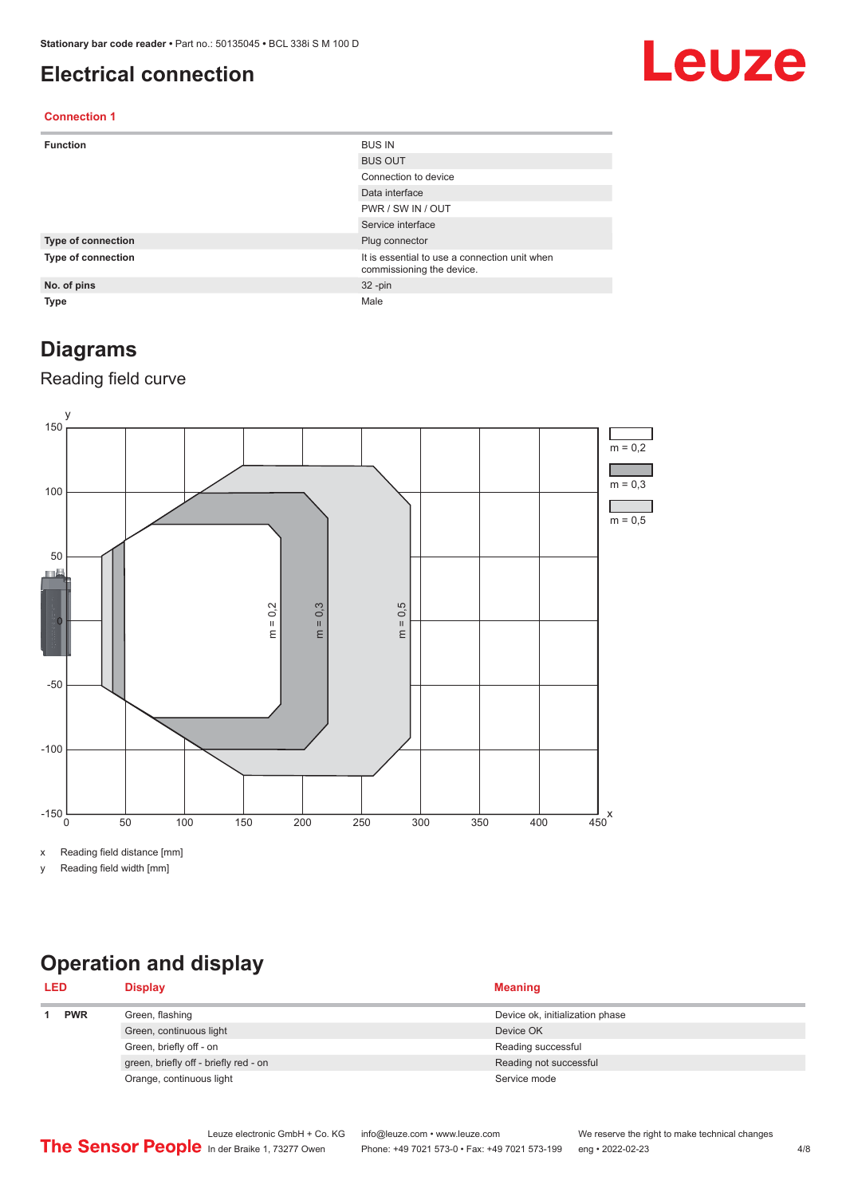# Electrical connection

**Connection 1**

| | |
|---|---|
| **Function** | BUS IN |
| | BUS OUT |
| | Connection to device |
| | Data interface |
| | PWR / SW IN / OUT |
| | Service interface |
| **Type of connection** | Plug connector |
| **Type of connection** | It is essential to use a connection unit when commissioning the device. |
| **No. of pins** | 32 -pin |
| **Type** | Male |

# Diagrams

## Reading field curve

x Reading field distance [mm]

y Reading field width [mm]

# Operation and display

| LED | | Display | Meaning |
|---|---|---|---|
| 1 | PWR | Green, flashing | Device ok, initialization phase |
| | | Green, continuous light | Device OK |
| | | Green, briefly off - on | Reading successful |
| | | green, briefly off - briefly red - on | Reading not successful |
| | | Orange, continuous light | Service mode |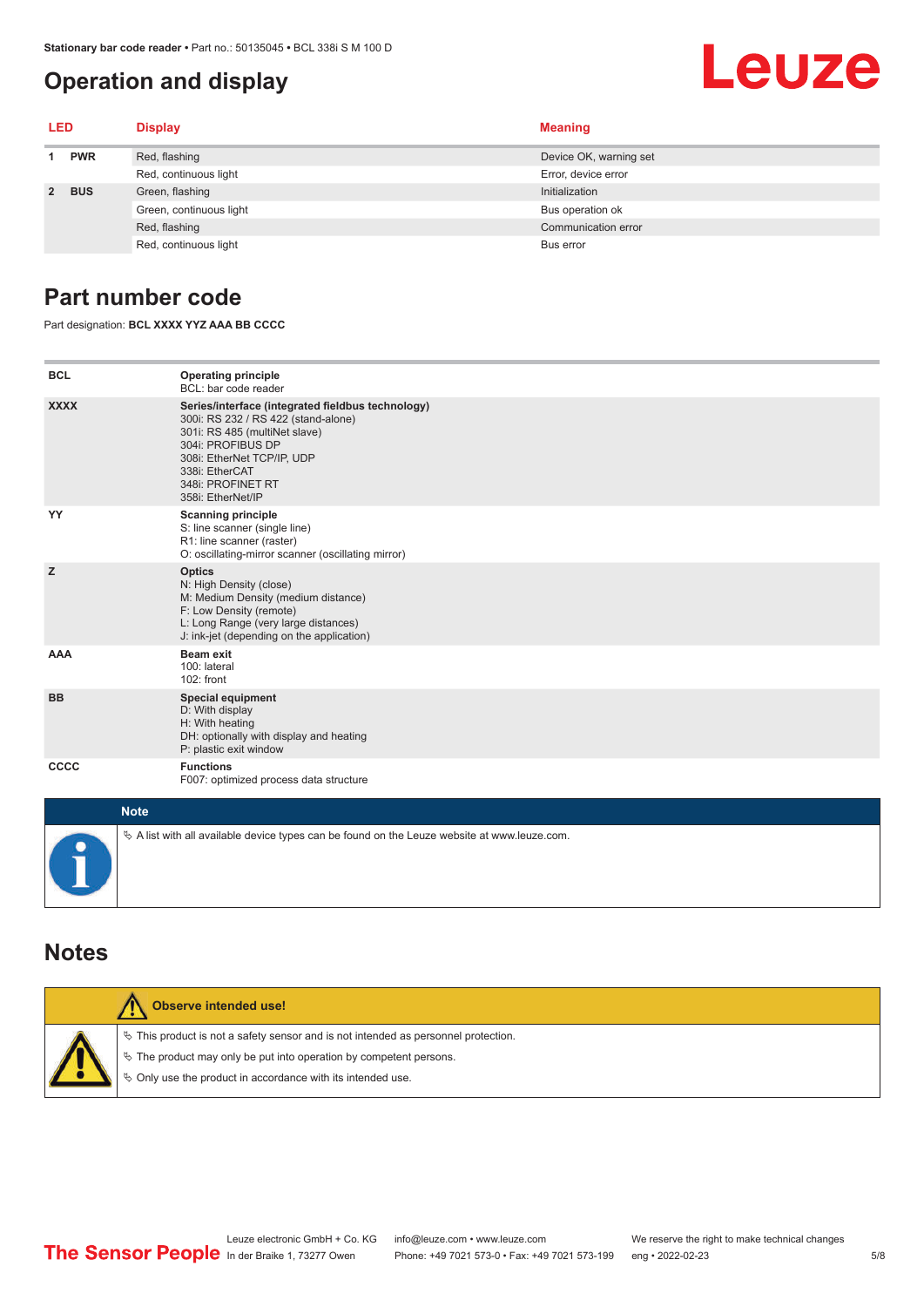## Operation and display

| LED | | Display | Meaning |
|---|---|---|---|
| 1 | PWR | Red, flashing | Device OK, warning set |
| | | Red, continuous light | Error, device error |
| 2 | BUS | Green, flashing | Initialization |
| | | Green, continuous light | Bus operation ok |
| | | Red, flashing | Communication error |
| | | Red, continuous light | Bus error |

## Part number code

Part designation: **BCL XXXX YYZ AAA BB CCCC**

| | |
|---|---|
| **BCL** | **Operating principle**<br>BCL: bar code reader |
| **XXXX** | **Series/interface (integrated fieldbus technology)**<br>300i: RS 232 / RS 422 (stand-alone)<br>301i: RS 485 (multiNet slave)<br>304i: PROFIBUS DP<br>308i: EtherNet TCP/IP, UDP<br>338i: EtherCAT<br>348i: PROFINET RT<br>358i: EtherNet/IP |
| **YY** | **Scanning principle**<br>S: line scanner (single line)<br>R1: line scanner (raster)<br>O: oscillating-mirror scanner (oscillating mirror) |
| **Z** | **Optics**<br>N: High Density (close)<br>M: Medium Density (medium distance)<br>F: Low Density (remote)<br>L: Long Range (very large distances)<br>J: ink-jet (depending on the application) |
| **AAA** | **Beam exit**<br>100: lateral<br>102: front |
| **BB** | **Special equipment**<br>D: With display<br>H: With heating<br>DH: optionally with display and heating<br>P: plastic exit window |
| **CCCC** | **Functions**<br>F007: optimized process data structure |

**Note**

- A list with all available device types can be found on the Leuze website at www.leuze.com.

## Notes

**Observe intended use!**

- This product is not a safety sensor and is not intended as personnel protection.
- The product may only be put into operation by competent persons.
- Only use the product in accordance with its intended use.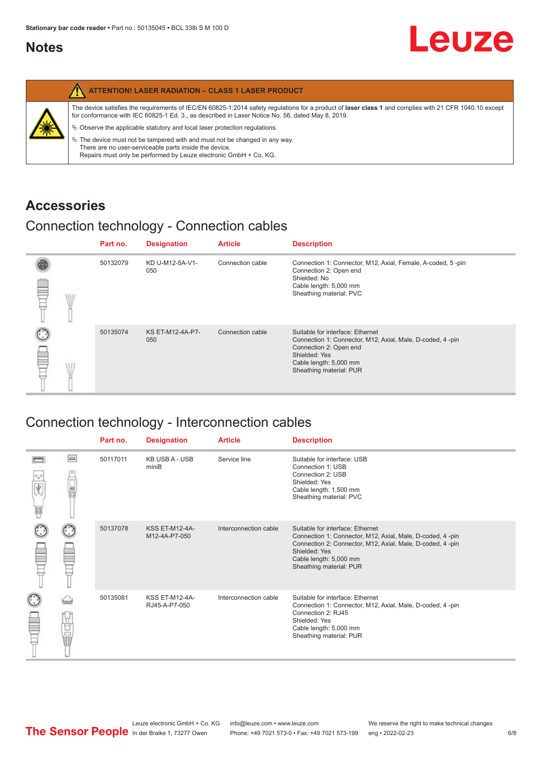# Notes

**ATTENTION! LASER RADIATION – CLASS 1 LASER PRODUCT**

The device satisfies the requirements of IEC/EN 60825-1:2014 safety regulations for a product of **laser class 1** and complies with 21 CFR 1040.10 except for conformance with IEC 60825-1 Ed. 3., as described in Laser Notice No. 56, dated May 8, 2019.

- Observe the applicable statutory and local laser protection regulations.
- The device must not be tampered with and must not be changed in any way.
  There are no user-serviceable parts inside the device.
  Repairs must only be performed by Leuze electronic GmbH + Co. KG.

# Accessories

## Connection technology - Connection cables

| Part no. | Designation | Article | Description |
|---|---|---|---|
| 50132079 | KD U-M12-5A-V1-050 | Connection cable | Connection 1: Connector, M12, Axial, Female, A-coded, 5 -pin<br>Connection 2: Open end<br>Shielded: No<br>Cable length: 5,000 mm<br>Sheathing material: PVC |
| 50135074 | KS ET-M12-4A-P7-050 | Connection cable | Suitable for interface: Ethernet<br>Connection 1: Connector, M12, Axial, Male, D-coded, 4 -pin<br>Connection 2: Open end<br>Shielded: Yes<br>Cable length: 5,000 mm<br>Sheathing material: PUR |

## Connection technology - Interconnection cables

| Part no. | Designation | Article | Description |
|---|---|---|---|
| 50117011 | KB USB A - USB miniB | Service line | Suitable for interface: USB<br>Connection 1: USB<br>Connection 2: USB<br>Shielded: Yes<br>Cable length: 1,500 mm<br>Sheathing material: PVC |
| 50137078 | KSS ET-M12-4A-M12-4A-P7-050 | Interconnection cable | Suitable for interface: Ethernet<br>Connection 1: Connector, M12, Axial, Male, D-coded, 4 -pin<br>Connection 2: Connector, M12, Axial, Male, D-coded, 4 -pin<br>Shielded: Yes<br>Cable length: 5,000 mm<br>Sheathing material: PUR |
| 50135081 | KSS ET-M12-4A-RJ45-A-P7-050 | Interconnection cable | Suitable for interface: Ethernet<br>Connection 1: Connector, M12, Axial, Male, D-coded, 4 -pin<br>Connection 2: RJ45<br>Shielded: Yes<br>Cable length: 5,000 mm<br>Sheathing material: PUR |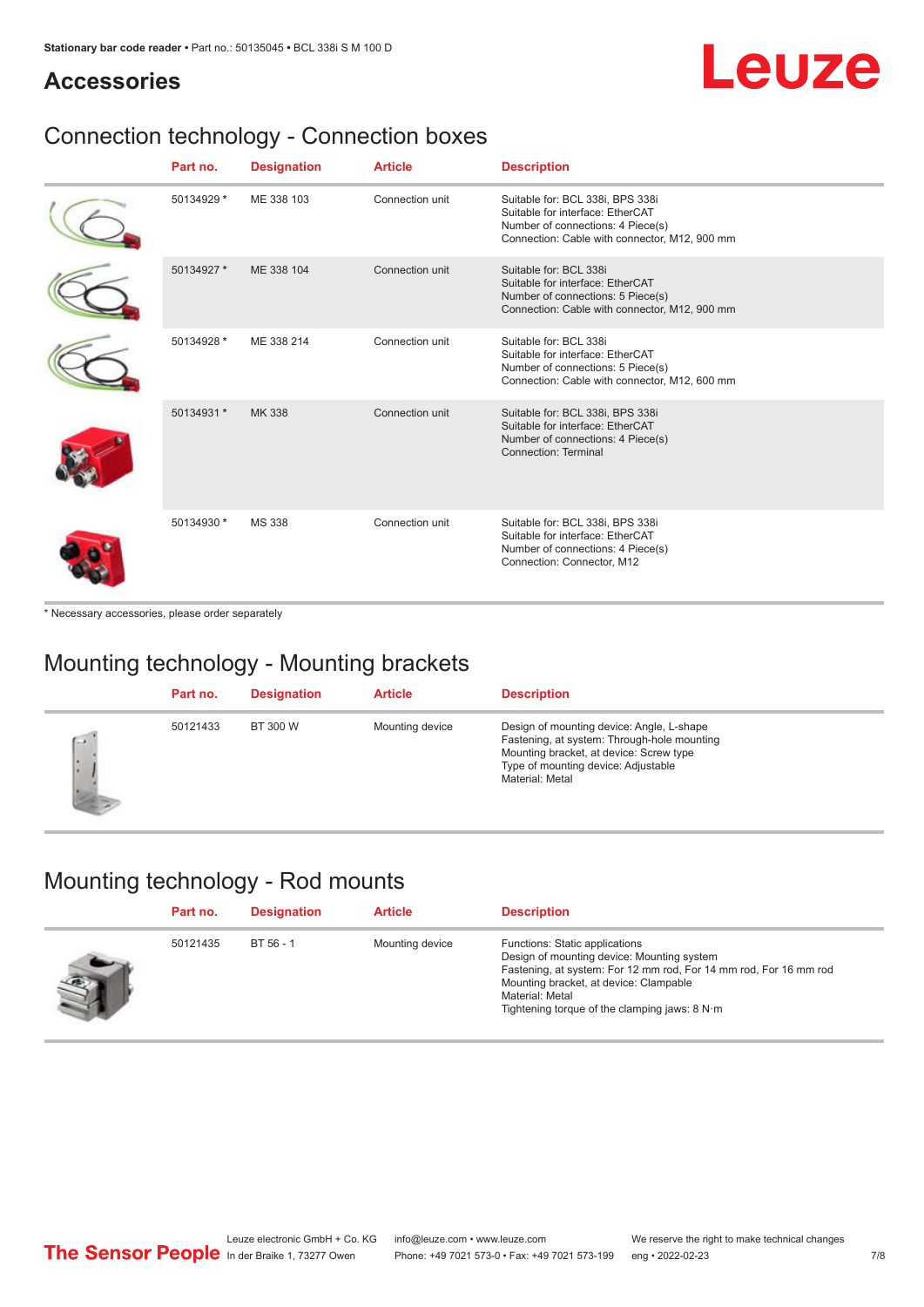# Accessories

## Connection technology - Connection boxes

| Part no. | Designation | Article | Description |
|---|---|---|---|
| 50134929 * | ME 338 103 | Connection unit | Suitable for: BCL 338i, BPS 338i<br>Suitable for interface: EtherCAT<br>Number of connections: 4 Piece(s)<br>Connection: Cable with connector, M12, 900 mm |
| 50134927 * | ME 338 104 | Connection unit | Suitable for: BCL 338i<br>Suitable for interface: EtherCAT<br>Number of connections: 5 Piece(s)<br>Connection: Cable with connector, M12, 900 mm |
| 50134928 * | ME 338 214 | Connection unit | Suitable for: BCL 338i<br>Suitable for interface: EtherCAT<br>Number of connections: 5 Piece(s)<br>Connection: Cable with connector, M12, 600 mm |
| 50134931 * | MK 338 | Connection unit | Suitable for: BCL 338i, BPS 338i<br>Suitable for interface: EtherCAT<br>Number of connections: 4 Piece(s)<br>Connection: Terminal |
| 50134930 * | MS 338 | Connection unit | Suitable for: BCL 338i, BPS 338i<br>Suitable for interface: EtherCAT<br>Number of connections: 4 Piece(s)<br>Connection: Connector, M12 |

* Necessary accessories, please order separately

## Mounting technology - Mounting brackets

| Part no. | Designation | Article | Description |
|---|---|---|---|
| 50121433 | BT 300 W | Mounting device | Design of mounting device: Angle, L-shape<br>Fastening, at system: Through-hole mounting<br>Mounting bracket, at device: Screw type<br>Type of mounting device: Adjustable<br>Material: Metal |

## Mounting technology - Rod mounts

| Part no. | Designation | Article | Description |
|---|---|---|---|
| 50121435 | BT 56 - 1 | Mounting device | Functions: Static applications<br>Design of mounting device: Mounting system<br>Fastening, at system: For 12 mm rod, For 14 mm rod, For 16 mm rod<br>Mounting bracket, at device: Clampable<br>Material: Metal<br>Tightening torque of the clamping jaws: 8 N·m |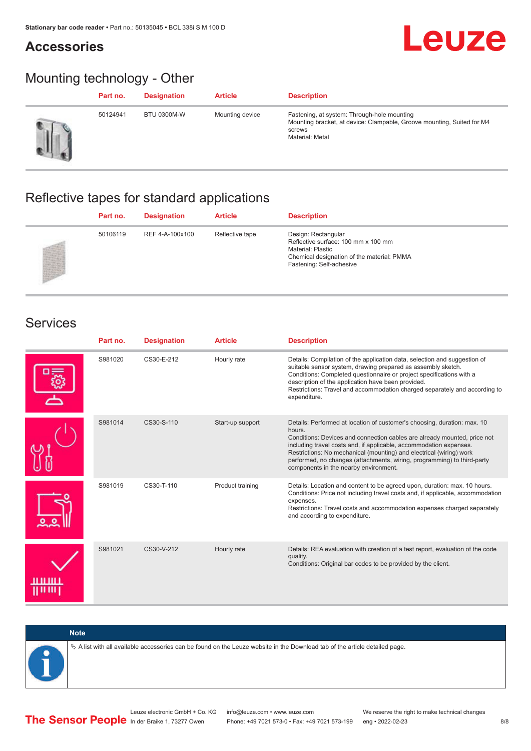## Accessories

### Mounting technology - Other

| Part no. | Designation | Article | Description |
|---|---|---|---|
| 50124941 | BTU 0300M-W | Mounting device | Fastening, at system: Through-hole mounting<br>Mounting bracket, at device: Clampable, Groove mounting, Suited for M4 screws<br>Material: Metal |

### Reflective tapes for standard applications

| Part no. | Designation | Article | Description |
|---|---|---|---|
| 50106119 | REF 4-A-100x100 | Reflective tape | Design: Rectangular<br>Reflective surface: 100 mm x 100 mm<br>Material: Plastic<br>Chemical designation of the material: PMMA<br>Fastening: Self-adhesive |

### Services

| Part no. | Designation | Article | Description |
|---|---|---|---|
| S981020 | CS30-E-212 | Hourly rate | Details: Compilation of the application data, selection and suggestion of suitable sensor system, drawing prepared as assembly sketch.<br>Conditions: Completed questionnaire or project specifications with a description of the application have been provided.<br>Restrictions: Travel and accommodation charged separately and according to expenditure. |
| S981014 | CS30-S-110 | Start-up support | Details: Performed at location of customer's choosing, duration: max. 10 hours.<br>Conditions: Devices and connection cables are already mounted, price not including travel costs and, if applicable, accommodation expenses.<br>Restrictions: No mechanical (mounting) and electrical (wiring) work performed, no changes (attachments, wiring, programming) to third-party components in the nearby environment. |
| S981019 | CS30-T-110 | Product training | Details: Location and content to be agreed upon, duration: max. 10 hours.<br>Conditions: Price not including travel costs and, if applicable, accommodation expenses.<br>Restrictions: Travel costs and accommodation expenses charged separately and according to expenditure. |
| S981021 | CS30-V-212 | Hourly rate | Details: REA evaluation with creation of a test report, evaluation of the code quality.<br>Conditions: Original bar codes to be provided by the client. |

**Note**

A list with all available accessories can be found on the Leuze website in the Download tab of the article detailed page.